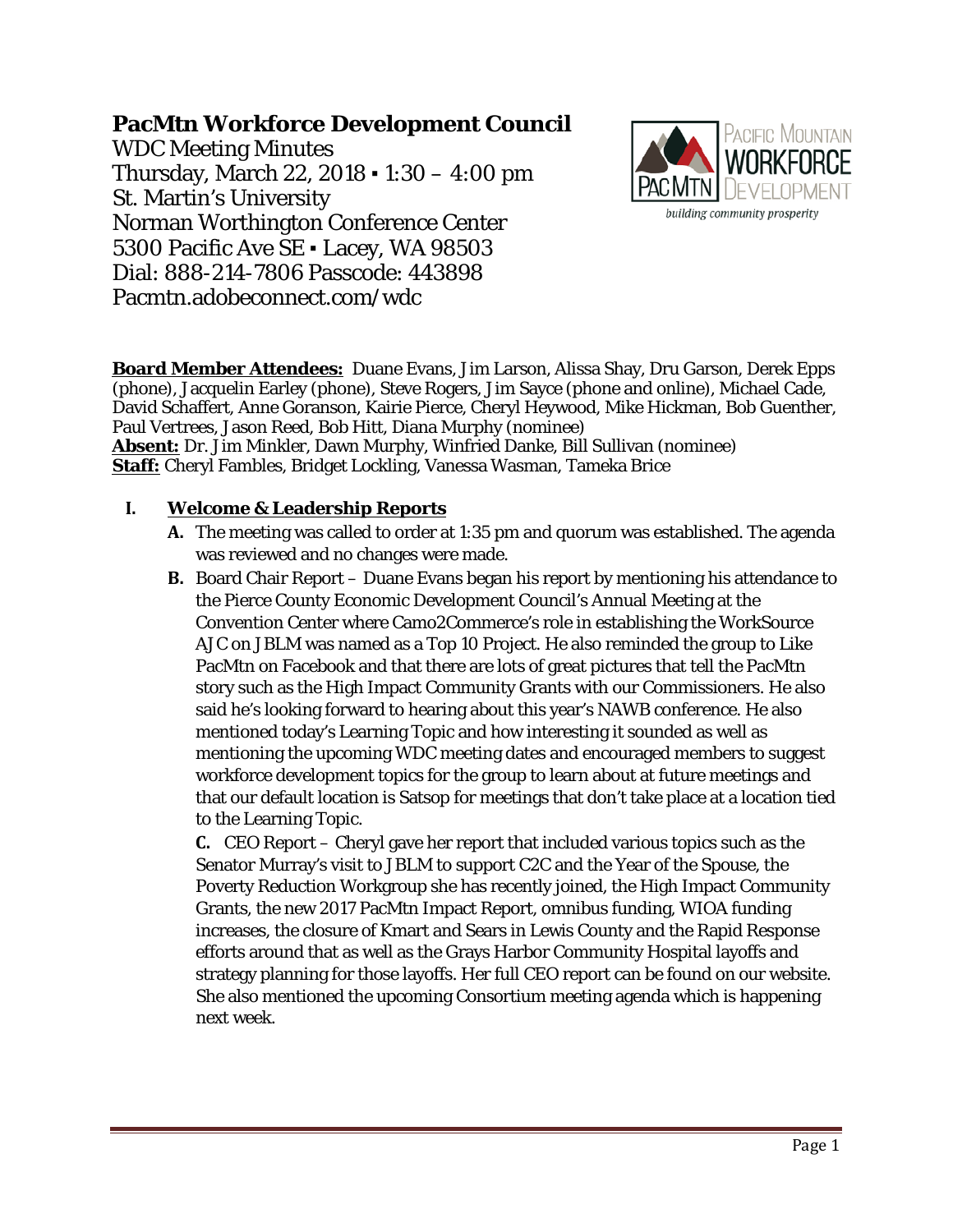# PacMtn Workforce Development Council

WDC Meeting Minutes
Thursday, March 22, 2018 ▪ 1:30 – 4:00 pm
St. Martin's University
Norman Worthington Conference Center
5300 Pacific Ave SE ▪ Lacey, WA 98503
Dial: 888-214-7806 Passcode: 443898
Pacmtn.adobeconnect.com/wdc

**Board Member Attendees:** Duane Evans, Jim Larson, Alissa Shay, Dru Garson, Derek Epps (phone), Jacquelin Earley (phone), Steve Rogers, Jim Sayce (phone and online), Michael Cade, David Schaffert, Anne Goranson, Kairie Pierce, Cheryl Heywood, Mike Hickman, Bob Guenther, Paul Vertrees, Jason Reed, Bob Hitt, Diana Murphy (nominee)
**Absent:** Dr. Jim Minkler, Dawn Murphy, Winfried Danke, Bill Sullivan (nominee)
**Staff:** Cheryl Fambles, Bridget Lockling, Vanessa Wasman, Tameka Brice

## I. Welcome & Leadership Reports

**A.** The meeting was called to order at 1:35 pm and quorum was established. The agenda was reviewed and no changes were made.

**B.** Board Chair Report – Duane Evans began his report by mentioning his attendance to the Pierce County Economic Development Council's Annual Meeting at the Convention Center where Camo2Commerce's role in establishing the WorkSource AJC on JBLM was named as a Top 10 Project. He also reminded the group to Like PacMtn on Facebook and that there are lots of great pictures that tell the PacMtn story such as the High Impact Community Grants with our Commissioners. He also said he's looking forward to hearing about this year's NAWB conference. He also mentioned today's Learning Topic and how interesting it sounded as well as mentioning the upcoming WDC meeting dates and encouraged members to suggest workforce development topics for the group to learn about at future meetings and that our default location is Satsop for meetings that don't take place at a location tied to the Learning Topic.

**C.** CEO Report – Cheryl gave her report that included various topics such as the Senator Murray's visit to JBLM to support C2C and the Year of the Spouse, the Poverty Reduction Workgroup she has recently joined, the High Impact Community Grants, the new 2017 PacMtn Impact Report, omnibus funding, WIOA funding increases, the closure of Kmart and Sears in Lewis County and the Rapid Response efforts around that as well as the Grays Harbor Community Hospital layoffs and strategy planning for those layoffs. Her full CEO report can be found on our website. She also mentioned the upcoming Consortium meeting agenda which is happening next week.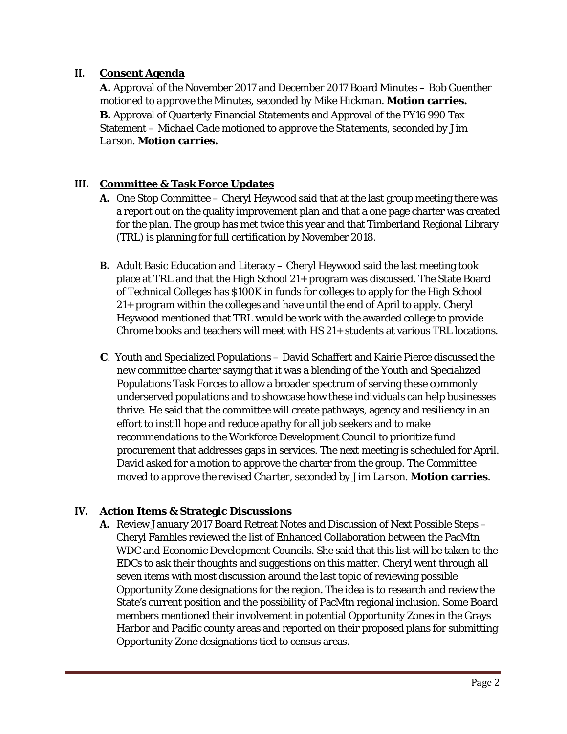## II. Consent Agenda

**A.** Approval of the November 2017 and December 2017 Board Minutes – *Bob Guenther motioned to approve the Minutes, seconded by Mike Hickman.* **Motion carries.**
**B.** Approval of Quarterly Financial Statements and Approval of the PY16 990 Tax Statement – *Michael Cade motioned to approve the Statements, seconded by Jim Larson.* **Motion carries.**

## III. Committee & Task Force Updates

**A.** One Stop Committee – Cheryl Heywood said that at the last group meeting there was a report out on the quality improvement plan and that a one page charter was created for the plan. The group has met twice this year and that Timberland Regional Library (TRL) is planning for full certification by November 2018.

**B.** Adult Basic Education and Literacy – Cheryl Heywood said the last meeting took place at TRL and that the High School 21+ program was discussed. The State Board of Technical Colleges has $100K in funds for colleges to apply for the High School 21+ program within the colleges and have until the end of April to apply. Cheryl Heywood mentioned that TRL would be work with the awarded college to provide Chrome books and teachers will meet with HS 21+ students at various TRL locations.

**C**. Youth and Specialized Populations – David Schaffert and Kairie Pierce discussed the new committee charter saying that it was a blending of the Youth and Specialized Populations Task Forces to allow a broader spectrum of serving these commonly underserved populations and to showcase how these individuals can help businesses thrive. He said that the committee will create pathways, agency and resiliency in an effort to instill hope and reduce apathy for all job seekers and to make recommendations to the Workforce Development Council to prioritize fund procurement that addresses gaps in services. The next meeting is scheduled for April. David asked for a motion to approve the charter from the group. *The Committee moved to approve the revised Charter, seconded by Jim Larson.* **Motion carries**.

## IV. Action Items & Strategic Discussions

**A.** Review January 2017 Board Retreat Notes and Discussion of Next Possible Steps – Cheryl Fambles reviewed the list of Enhanced Collaboration between the PacMtn WDC and Economic Development Councils. She said that this list will be taken to the EDCs to ask their thoughts and suggestions on this matter. Cheryl went through all seven items with most discussion around the last topic of reviewing possible Opportunity Zone designations for the region. The idea is to research and review the State's current position and the possibility of PacMtn regional inclusion. Some Board members mentioned their involvement in potential Opportunity Zones in the Grays Harbor and Pacific county areas and reported on their proposed plans for submitting Opportunity Zone designations tied to census areas.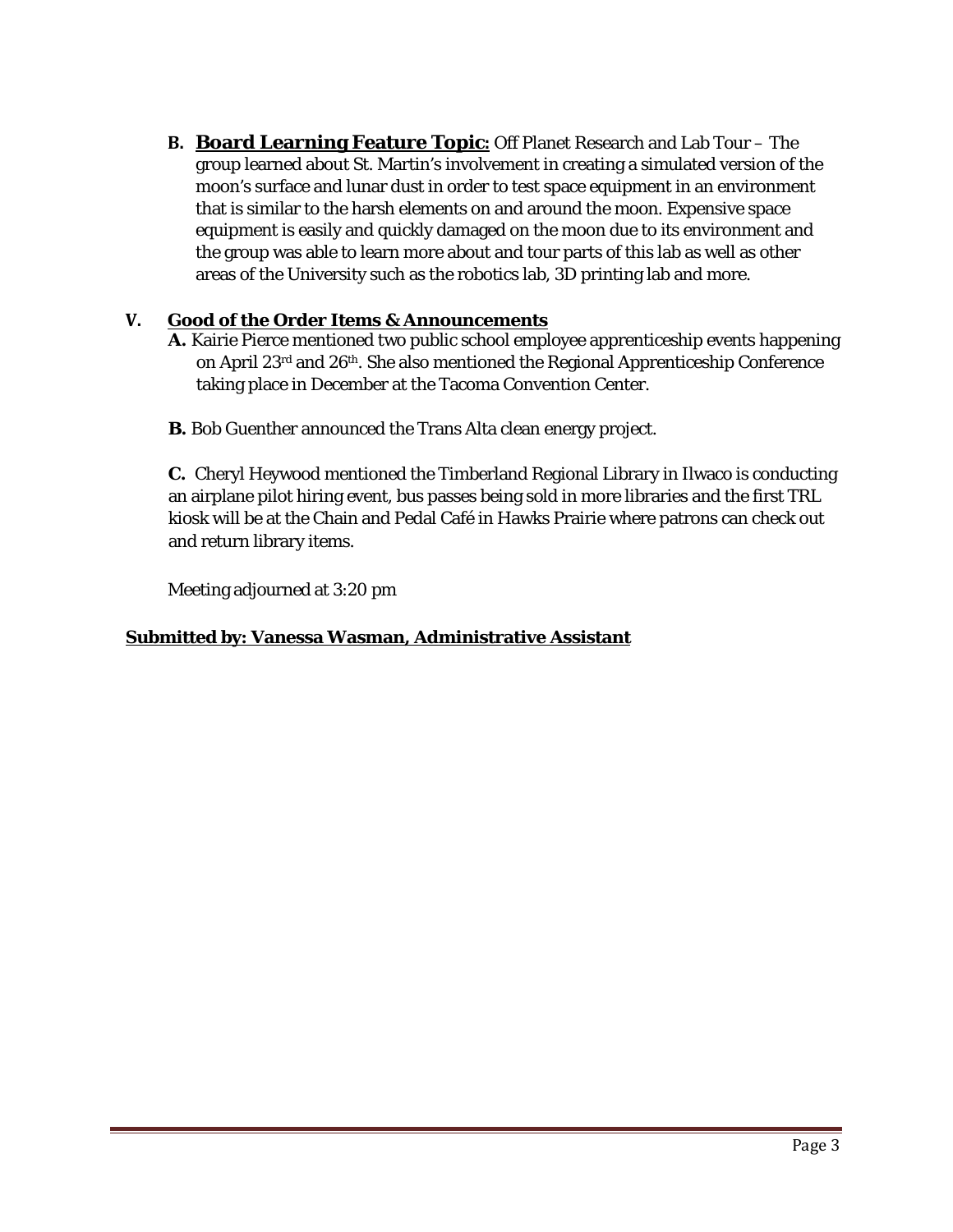**B. <u>Board Learning Feature Topic:</u>** Off Planet Research and Lab Tour – The group learned about St. Martin's involvement in creating a simulated version of the moon's surface and lunar dust in order to test space equipment in an environment that is similar to the harsh elements on and around the moon. Expensive space equipment is easily and quickly damaged on the moon due to its environment and the group was able to learn more about and tour parts of this lab as well as other areas of the University such as the robotics lab, 3D printing lab and more.

## V. <u>Good of the Order Items & Announcements</u>

**A.** Kairie Pierce mentioned two public school employee apprenticeship events happening on April 23rd and 26th. She also mentioned the Regional Apprenticeship Conference taking place in December at the Tacoma Convention Center.

**B.** Bob Guenther announced the Trans Alta clean energy project.

**C.** Cheryl Heywood mentioned the Timberland Regional Library in Ilwaco is conducting an airplane pilot hiring event, bus passes being sold in more libraries and the first TRL kiosk will be at the Chain and Pedal Café in Hawks Prairie where patrons can check out and return library items.

Meeting adjourned at 3:20 pm

**<u>Submitted by: Vanessa Wasman, Administrative Assistant</u>**